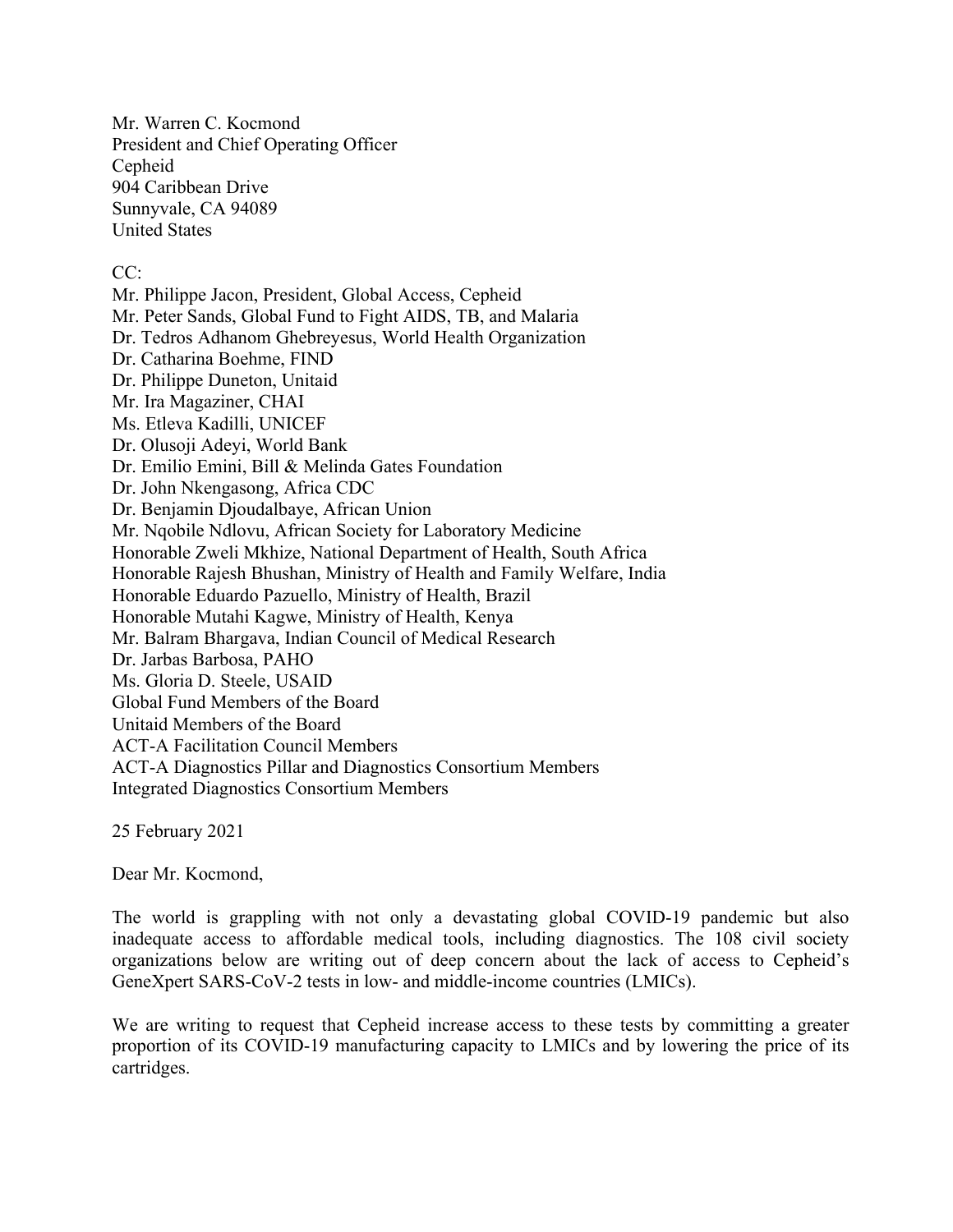Mr. Warren C. Kocmond
President and Chief Operating Officer
Cepheid
904 Caribbean Drive
Sunnyvale, CA 94089
United States

CC:
Mr. Philippe Jacon, President, Global Access, Cepheid
Mr. Peter Sands, Global Fund to Fight AIDS, TB, and Malaria
Dr. Tedros Adhanom Ghebreyesus, World Health Organization
Dr. Catharina Boehme, FIND
Dr. Philippe Duneton, Unitaid
Mr. Ira Magaziner, CHAI
Ms. Etleva Kadilli, UNICEF
Dr. Olusoji Adeyi, World Bank
Dr. Emilio Emini, Bill & Melinda Gates Foundation
Dr. John Nkengasong, Africa CDC
Dr. Benjamin Djoudalbaye, African Union
Mr. Nqobile Ndlovu, African Society for Laboratory Medicine
Honorable Zweli Mkhize, National Department of Health, South Africa
Honorable Rajesh Bhushan, Ministry of Health and Family Welfare, India
Honorable Eduardo Pazuello, Ministry of Health, Brazil
Honorable Mutahi Kagwe, Ministry of Health, Kenya
Mr. Balram Bhargava, Indian Council of Medical Research
Dr. Jarbas Barbosa, PAHO
Ms. Gloria D. Steele, USAID
Global Fund Members of the Board
Unitaid Members of the Board
ACT-A Facilitation Council Members
ACT-A Diagnostics Pillar and Diagnostics Consortium Members
Integrated Diagnostics Consortium Members

25 February 2021

Dear Mr. Kocmond,

The world is grappling with not only a devastating global COVID-19 pandemic but also inadequate access to affordable medical tools, including diagnostics. The 108 civil society organizations below are writing out of deep concern about the lack of access to Cepheid's GeneXpert SARS-CoV-2 tests in low- and middle-income countries (LMICs).

We are writing to request that Cepheid increase access to these tests by committing a greater proportion of its COVID-19 manufacturing capacity to LMICs and by lowering the price of its cartridges.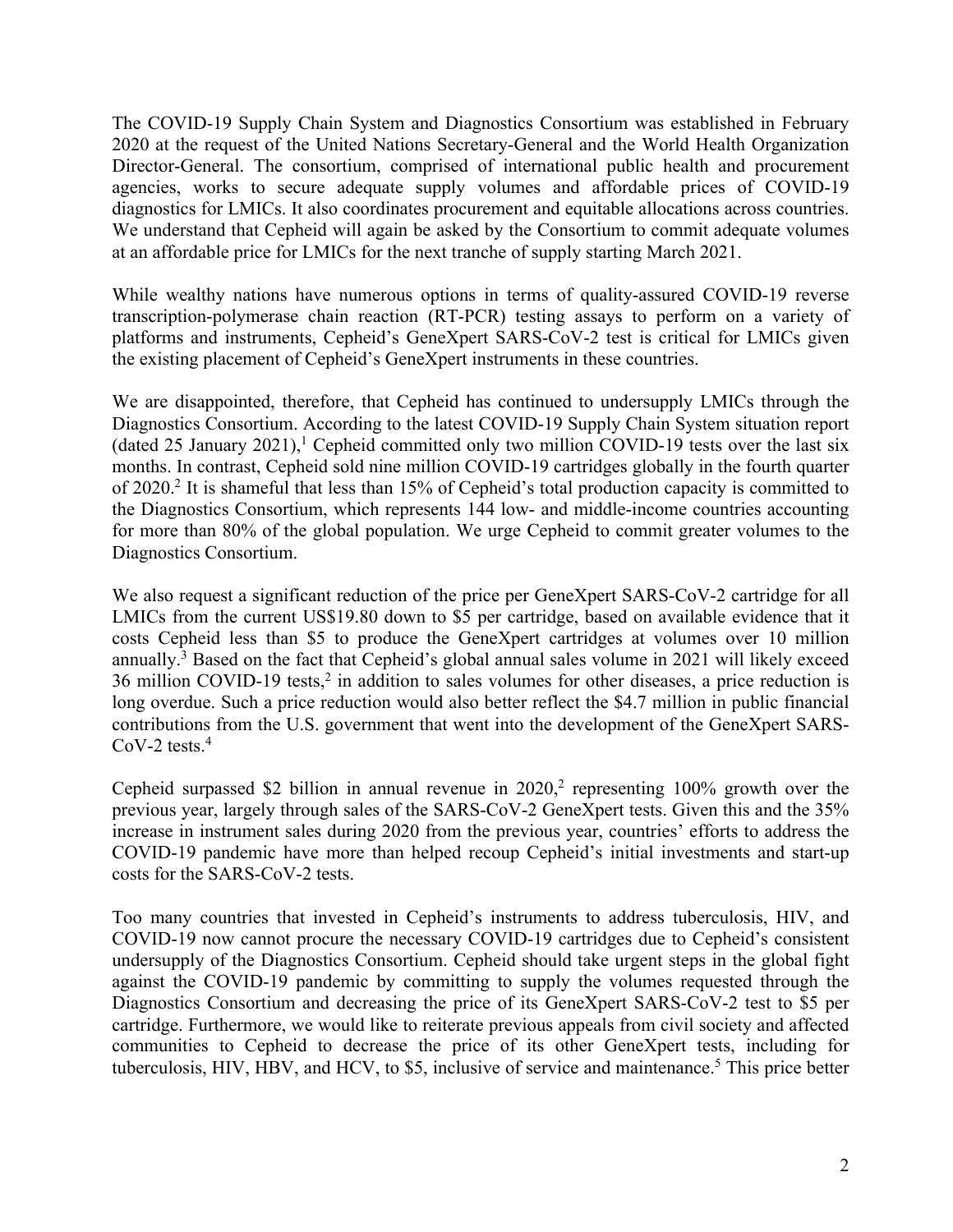The COVID-19 Supply Chain System and Diagnostics Consortium was established in February 2020 at the request of the United Nations Secretary-General and the World Health Organization Director-General. The consortium, comprised of international public health and procurement agencies, works to secure adequate supply volumes and affordable prices of COVID-19 diagnostics for LMICs. It also coordinates procurement and equitable allocations across countries. We understand that Cepheid will again be asked by the Consortium to commit adequate volumes at an affordable price for LMICs for the next tranche of supply starting March 2021.

While wealthy nations have numerous options in terms of quality-assured COVID-19 reverse transcription-polymerase chain reaction (RT-PCR) testing assays to perform on a variety of platforms and instruments, Cepheid's GeneXpert SARS-CoV-2 test is critical for LMICs given the existing placement of Cepheid's GeneXpert instruments in these countries.

We are disappointed, therefore, that Cepheid has continued to undersupply LMICs through the Diagnostics Consortium. According to the latest COVID-19 Supply Chain System situation report (dated 25 January 2021),[1] Cepheid committed only two million COVID-19 tests over the last six months. In contrast, Cepheid sold nine million COVID-19 cartridges globally in the fourth quarter of 2020.[2] It is shameful that less than 15% of Cepheid's total production capacity is committed to the Diagnostics Consortium, which represents 144 low- and middle-income countries accounting for more than 80% of the global population. We urge Cepheid to commit greater volumes to the Diagnostics Consortium.

We also request a significant reduction of the price per GeneXpert SARS-CoV-2 cartridge for all LMICs from the current US$19.80 down to $5 per cartridge, based on available evidence that it costs Cepheid less than $5 to produce the GeneXpert cartridges at volumes over 10 million annually.[3] Based on the fact that Cepheid's global annual sales volume in 2021 will likely exceed 36 million COVID-19 tests,[2] in addition to sales volumes for other diseases, a price reduction is long overdue. Such a price reduction would also better reflect the $4.7 million in public financial contributions from the U.S. government that went into the development of the GeneXpert SARS-CoV-2 tests.[4]

Cepheid surpassed $2 billion in annual revenue in 2020,[2] representing 100% growth over the previous year, largely through sales of the SARS-CoV-2 GeneXpert tests. Given this and the 35% increase in instrument sales during 2020 from the previous year, countries' efforts to address the COVID-19 pandemic have more than helped recoup Cepheid's initial investments and start-up costs for the SARS-CoV-2 tests.

Too many countries that invested in Cepheid's instruments to address tuberculosis, HIV, and COVID-19 now cannot procure the necessary COVID-19 cartridges due to Cepheid's consistent undersupply of the Diagnostics Consortium. Cepheid should take urgent steps in the global fight against the COVID-19 pandemic by committing to supply the volumes requested through the Diagnostics Consortium and decreasing the price of its GeneXpert SARS-CoV-2 test to $5 per cartridge. Furthermore, we would like to reiterate previous appeals from civil society and affected communities to Cepheid to decrease the price of its other GeneXpert tests, including for tuberculosis, HIV, HBV, and HCV, to $5, inclusive of service and maintenance.[5] This price better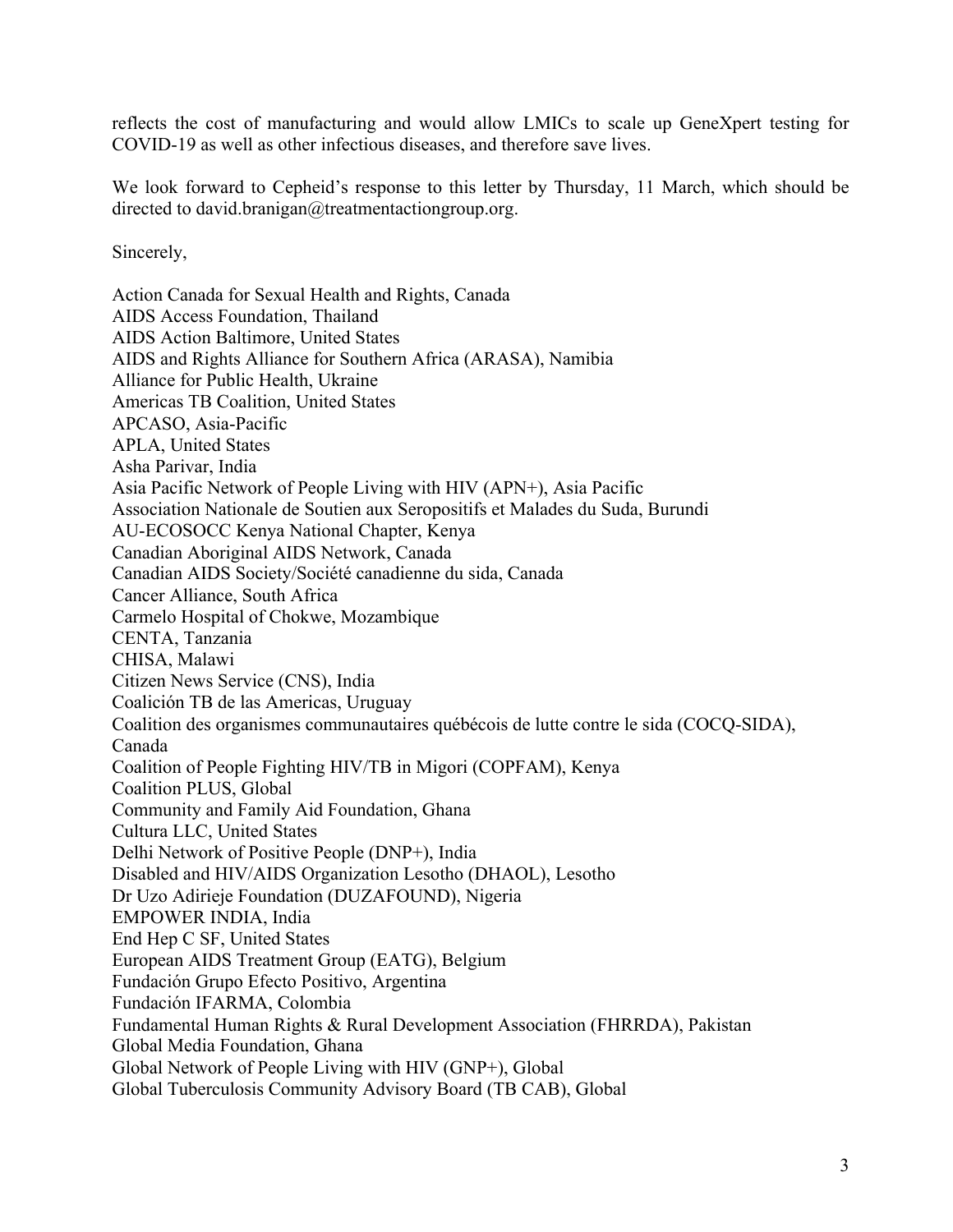reflects the cost of manufacturing and would allow LMICs to scale up GeneXpert testing for COVID-19 as well as other infectious diseases, and therefore save lives.

We look forward to Cepheid's response to this letter by Thursday, 11 March, which should be directed to david.branigan@treatmentactiongroup.org.

Sincerely,

Action Canada for Sexual Health and Rights, Canada
AIDS Access Foundation, Thailand
AIDS Action Baltimore, United States
AIDS and Rights Alliance for Southern Africa (ARASA), Namibia
Alliance for Public Health, Ukraine
Americas TB Coalition, United States
APCASO, Asia-Pacific
APLA, United States
Asha Parivar, India
Asia Pacific Network of People Living with HIV (APN+), Asia Pacific
Association Nationale de Soutien aux Seropositifs et Malades du Suda, Burundi
AU-ECOSOCC Kenya National Chapter, Kenya
Canadian Aboriginal AIDS Network, Canada
Canadian AIDS Society/Société canadienne du sida, Canada
Cancer Alliance, South Africa
Carmelo Hospital of Chokwe, Mozambique
CENTA, Tanzania
CHISA, Malawi
Citizen News Service (CNS), India
Coalición TB de las Americas, Uruguay
Coalition des organismes communautaires québécois de lutte contre le sida (COCQ-SIDA), Canada
Coalition of People Fighting HIV/TB in Migori (COPFAM), Kenya
Coalition PLUS, Global
Community and Family Aid Foundation, Ghana
Cultura LLC, United States
Delhi Network of Positive People (DNP+), India
Disabled and HIV/AIDS Organization Lesotho (DHAOL), Lesotho
Dr Uzo Adirieje Foundation (DUZAFOUND), Nigeria
EMPOWER INDIA, India
End Hep C SF, United States
European AIDS Treatment Group (EATG), Belgium
Fundación Grupo Efecto Positivo, Argentina
Fundación IFARMA, Colombia
Fundamental Human Rights & Rural Development Association (FHRRDA), Pakistan
Global Media Foundation, Ghana
Global Network of People Living with HIV (GNP+), Global
Global Tuberculosis Community Advisory Board (TB CAB), Global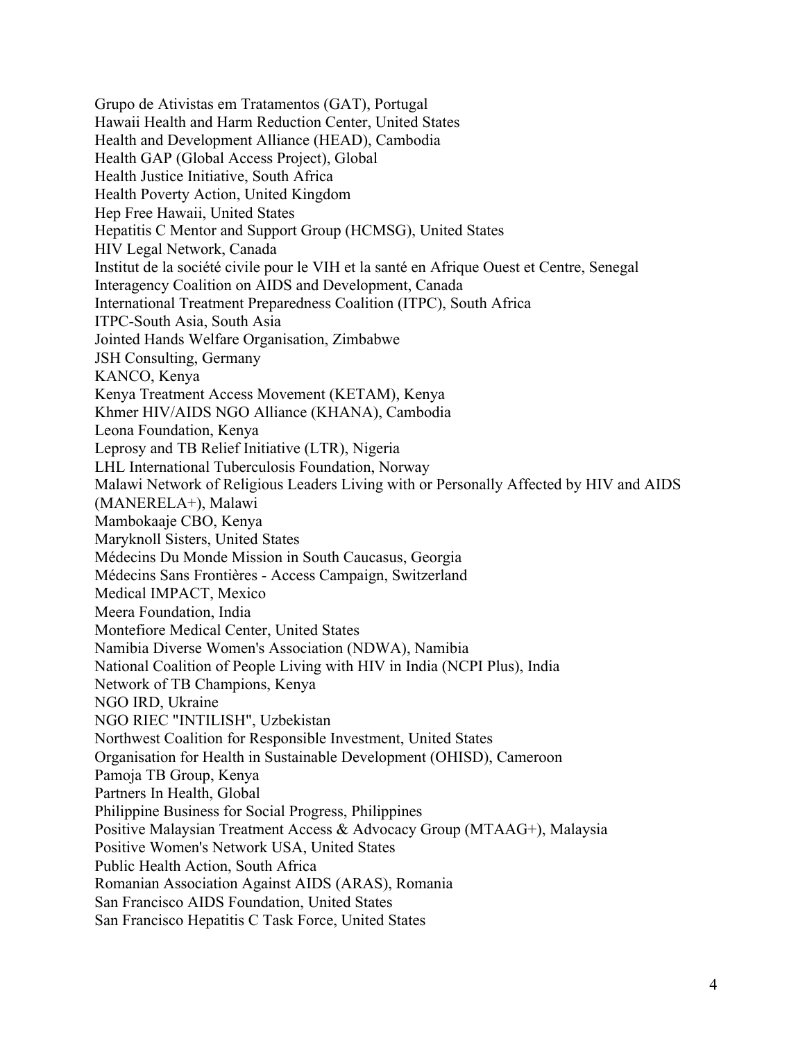Grupo de Ativistas em Tratamentos (GAT), Portugal
Hawaii Health and Harm Reduction Center, United States
Health and Development Alliance (HEAD), Cambodia
Health GAP (Global Access Project), Global
Health Justice Initiative, South Africa
Health Poverty Action, United Kingdom
Hep Free Hawaii, United States
Hepatitis C Mentor and Support Group (HCMSG), United States
HIV Legal Network, Canada
Institut de la société civile pour le VIH et la santé en Afrique Ouest et Centre, Senegal
Interagency Coalition on AIDS and Development, Canada
International Treatment Preparedness Coalition (ITPC), South Africa
ITPC-South Asia, South Asia
Jointed Hands Welfare Organisation, Zimbabwe
JSH Consulting, Germany
KANCO, Kenya
Kenya Treatment Access Movement (KETAM), Kenya
Khmer HIV/AIDS NGO Alliance (KHANA), Cambodia
Leona Foundation, Kenya
Leprosy and TB Relief Initiative (LTR), Nigeria
LHL International Tuberculosis Foundation, Norway
Malawi Network of Religious Leaders Living with or Personally Affected by HIV and AIDS (MANERELA+), Malawi
Mambokaaje CBO, Kenya
Maryknoll Sisters, United States
Médecins Du Monde Mission in South Caucasus, Georgia
Médecins Sans Frontières - Access Campaign, Switzerland
Medical IMPACT, Mexico
Meera Foundation, India
Montefiore Medical Center, United States
Namibia Diverse Women's Association (NDWA), Namibia
National Coalition of People Living with HIV in India (NCPI Plus), India
Network of TB Champions, Kenya
NGO IRD, Ukraine
NGO RIEC "INTILISH", Uzbekistan
Northwest Coalition for Responsible Investment, United States
Organisation for Health in Sustainable Development (OHISD), Cameroon
Pamoja TB Group, Kenya
Partners In Health, Global
Philippine Business for Social Progress, Philippines
Positive Malaysian Treatment Access & Advocacy Group (MTAAG+), Malaysia
Positive Women's Network USA, United States
Public Health Action, South Africa
Romanian Association Against AIDS (ARAS), Romania
San Francisco AIDS Foundation, United States
San Francisco Hepatitis C Task Force, United States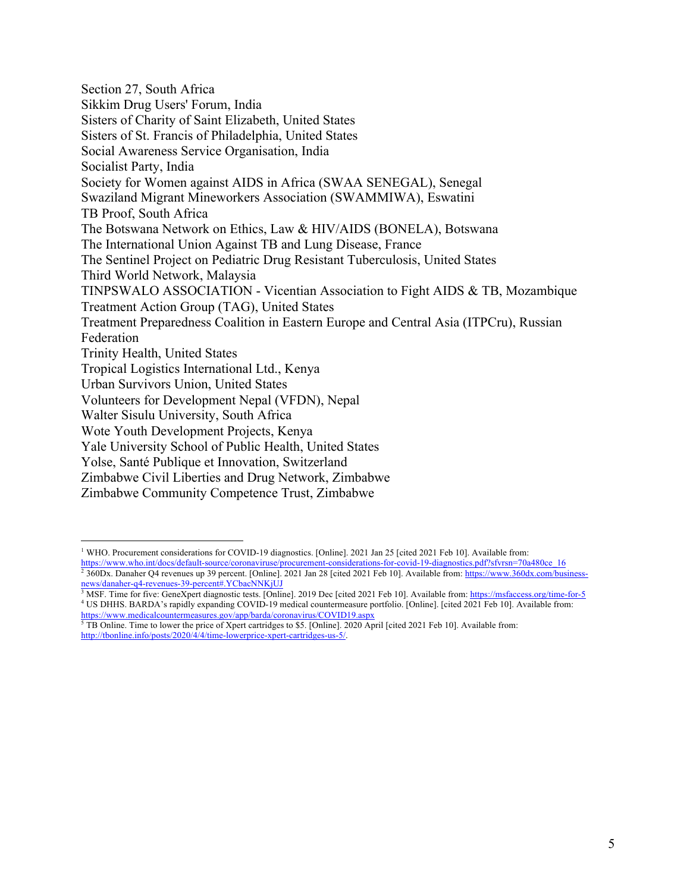Section 27, South Africa
Sikkim Drug Users' Forum, India
Sisters of Charity of Saint Elizabeth, United States
Sisters of St. Francis of Philadelphia, United States
Social Awareness Service Organisation, India
Socialist Party, India
Society for Women against AIDS in Africa (SWAA SENEGAL), Senegal
Swaziland Migrant Mineworkers Association (SWAMMIWA), Eswatini
TB Proof, South Africa
The Botswana Network on Ethics, Law & HIV/AIDS (BONELA), Botswana
The International Union Against TB and Lung Disease, France
The Sentinel Project on Pediatric Drug Resistant Tuberculosis, United States
Third World Network, Malaysia
TINPSWALO ASSOCIATION - Vicentian Association to Fight AIDS & TB, Mozambique
Treatment Action Group (TAG), United States
Treatment Preparedness Coalition in Eastern Europe and Central Asia (ITPCru), Russian Federation
Trinity Health, United States
Tropical Logistics International Ltd., Kenya
Urban Survivors Union, United States
Volunteers for Development Nepal (VFDN), Nepal
Walter Sisulu University, South Africa
Wote Youth Development Projects, Kenya
Yale University School of Public Health, United States
Yolse, Santé Publique et Innovation, Switzerland
Zimbabwe Civil Liberties and Drug Network, Zimbabwe
Zimbabwe Community Competence Trust, Zimbabwe

---

[1] WHO. Procurement considerations for COVID-19 diagnostics. [Online]. 2021 Jan 25 [cited 2021 Feb 10]. Available from: https://www.who.int/docs/default-source/coronaviruse/procurement-considerations-for-covid-19-diagnostics.pdf?sfvrsn=70a480ce_16

[2] 360Dx. Danaher Q4 revenues up 39 percent. [Online]. 2021 Jan 28 [cited 2021 Feb 10]. Available from: https://www.360dx.com/business-news/danaher-q4-revenues-39-percent#.YCbacNNKjUJ

[3] MSF. Time for five: GeneXpert diagnostic tests. [Online]. 2019 Dec [cited 2021 Feb 10]. Available from: https://msfaccess.org/time-for-5

[4] US DHHS. BARDA's rapidly expanding COVID-19 medical countermeasure portfolio. [Online]. [cited 2021 Feb 10]. Available from: https://www.medicalcountermeasures.gov/app/barda/coronavirus/COVID19.aspx

[5] TB Online. Time to lower the price of Xpert cartridges to $5. [Online]. 2020 April [cited 2021 Feb 10]. Available from: http://tbonline.info/posts/2020/4/4/time-lowerprice-xpert-cartridges-us-5/.